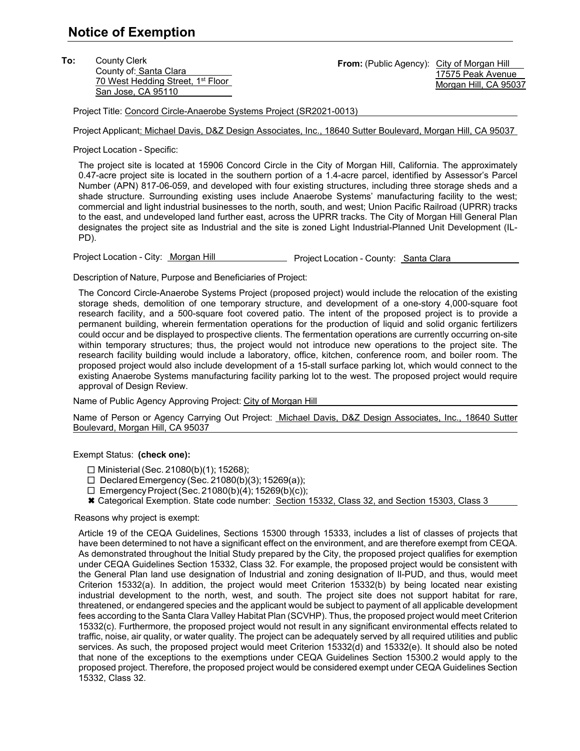# Notice of Exemption

**To:** County Clerk
County of: Santa Clara
70 West Hedding Street, 1st Floor
San Jose, CA 95110

**From:** (Public Agency): City of Morgan Hill
17575 Peak Avenue
Morgan Hill, CA 95037

Project Title: Concord Circle-Anaerobe Systems Project (SR2021-0013)

Project Applicant: Michael Davis, D&Z Design Associates, Inc., 18640 Sutter Boulevard, Morgan Hill, CA 95037

Project Location - Specific:

The project site is located at 15906 Concord Circle in the City of Morgan Hill, California. The approximately 0.47-acre project site is located in the southern portion of a 1.4-acre parcel, identified by Assessor's Parcel Number (APN) 817-06-059, and developed with four existing structures, including three storage sheds and a shade structure. Surrounding existing uses include Anaerobe Systems' manufacturing facility to the west; commercial and light industrial businesses to the north, south, and west; Union Pacific Railroad (UPRR) tracks to the east, and undeveloped land further east, across the UPRR tracks. The City of Morgan Hill General Plan designates the project site as Industrial and the site is zoned Light Industrial-Planned Unit Development (IL-PD).

Project Location - City: Morgan Hill        Project Location - County: Santa Clara

Description of Nature, Purpose and Beneficiaries of Project:

The Concord Circle-Anaerobe Systems Project (proposed project) would include the relocation of the existing storage sheds, demolition of one temporary structure, and development of a one-story 4,000-square foot research facility, and a 500-square foot covered patio. The intent of the proposed project is to provide a permanent building, wherein fermentation operations for the production of liquid and solid organic fertilizers could occur and be displayed to prospective clients. The fermentation operations are currently occurring on-site within temporary structures; thus, the project would not introduce new operations to the project site. The research facility building would include a laboratory, office, kitchen, conference room, and boiler room. The proposed project would also include development of a 15-stall surface parking lot, which would connect to the existing Anaerobe Systems manufacturing facility parking lot to the west. The proposed project would require approval of Design Review.

Name of Public Agency Approving Project: City of Morgan Hill

Name of Person or Agency Carrying Out Project: Michael Davis, D&Z Design Associates, Inc., 18640 Sutter Boulevard, Morgan Hill, CA 95037

Exempt Status: **(check one):**

- ☐ Ministerial (Sec. 21080(b)(1); 15268);
- ☐ Declared Emergency (Sec. 21080(b)(3); 15269(a));
- ☐ Emergency Project (Sec. 21080(b)(4); 15269(b)(c));
- ✖ Categorical Exemption. State code number: Section 15332, Class 32, and Section 15303, Class 3

Reasons why project is exempt:

Article 19 of the CEQA Guidelines, Sections 15300 through 15333, includes a list of classes of projects that have been determined to not have a significant effect on the environment, and are therefore exempt from CEQA. As demonstrated throughout the Initial Study prepared by the City, the proposed project qualifies for exemption under CEQA Guidelines Section 15332, Class 32. For example, the proposed project would be consistent with the General Plan land use designation of Industrial and zoning designation of Il-PUD, and thus, would meet Criterion 15332(a). In addition, the project would meet Criterion 15332(b) by being located near existing industrial development to the north, west, and south. The project site does not support habitat for rare, threatened, or endangered species and the applicant would be subject to payment of all applicable development fees according to the Santa Clara Valley Habitat Plan (SCVHP). Thus, the proposed project would meet Criterion 15332(c). Furthermore, the proposed project would not result in any significant environmental effects related to traffic, noise, air quality, or water quality. The project can be adequately served by all required utilities and public services. As such, the proposed project would meet Criterion 15332(d) and 15332(e). It should also be noted that none of the exceptions to the exemptions under CEQA Guidelines Section 15300.2 would apply to the proposed project. Therefore, the proposed project would be considered exempt under CEQA Guidelines Section 15332, Class 32.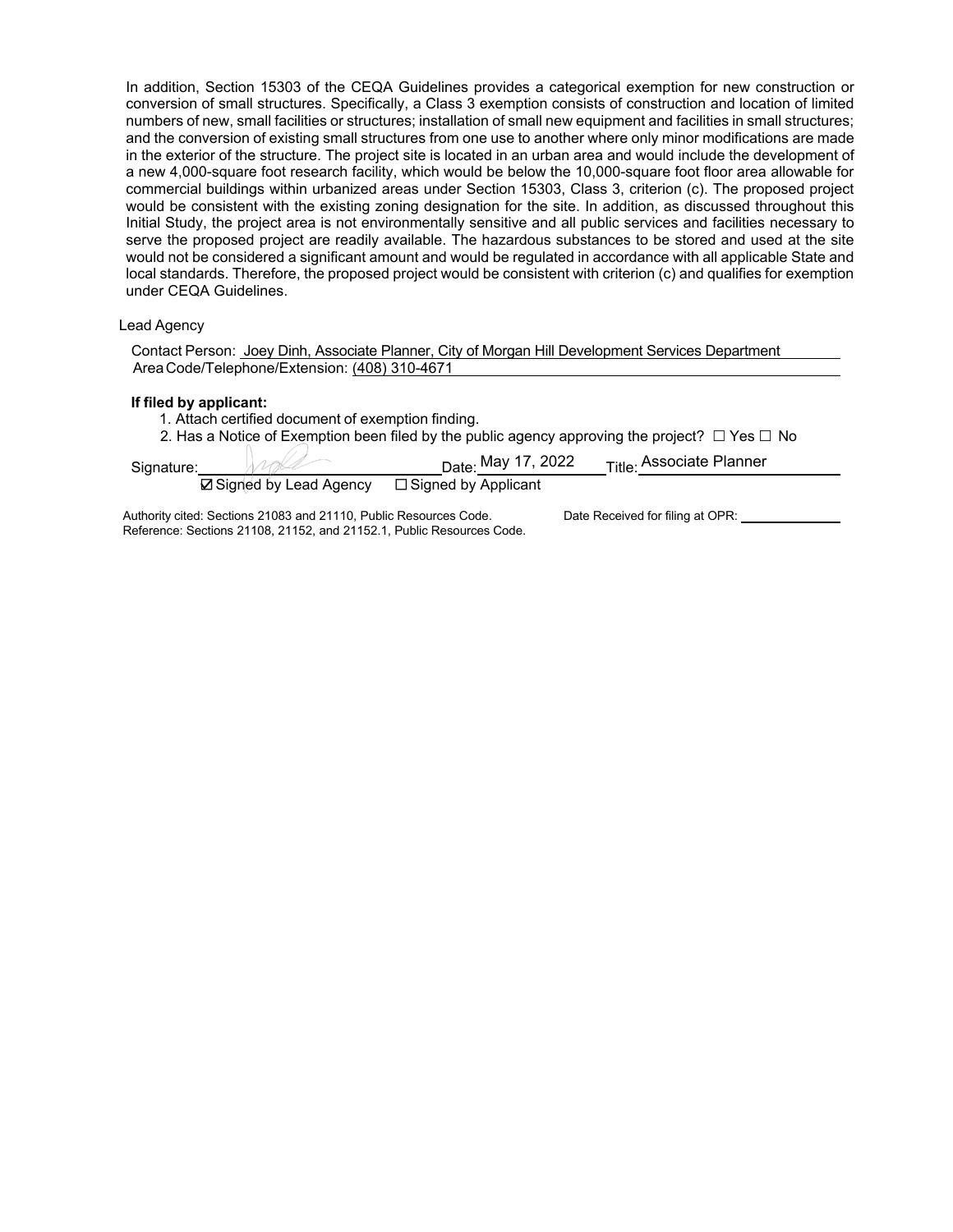In addition, Section 15303 of the CEQA Guidelines provides a categorical exemption for new construction or conversion of small structures. Specifically, a Class 3 exemption consists of construction and location of limited numbers of new, small facilities or structures; installation of small new equipment and facilities in small structures; and the conversion of existing small structures from one use to another where only minor modifications are made in the exterior of the structure. The project site is located in an urban area and would include the development of a new 4,000-square foot research facility, which would be below the 10,000-square foot floor area allowable for commercial buildings within urbanized areas under Section 15303, Class 3, criterion (c). The proposed project would be consistent with the existing zoning designation for the site. In addition, as discussed throughout this Initial Study, the project area is not environmentally sensitive and all public services and facilities necessary to serve the proposed project are readily available. The hazardous substances to be stored and used at the site would not be considered a significant amount and would be regulated in accordance with all applicable State and local standards. Therefore, the proposed project would be consistent with criterion (c) and qualifies for exemption under CEQA Guidelines.

Lead Agency

Contact Person: Joey Dinh, Associate Planner, City of Morgan Hill Development Services Department
Area Code/Telephone/Extension: (408) 310-4671

**If filed by applicant:**

1. Attach certified document of exemption finding.
2. Has a Notice of Exemption been filed by the public agency approving the project? ☐ Yes ☐ No

Signature: ____________ Date: May 17, 2022 Title: Associate Planner

☑ Signed by Lead Agency ☐ Signed by Applicant

Authority cited: Sections 21083 and 21110, Public Resources Code.
Reference: Sections 21108, 21152, and 21152.1, Public Resources Code.

Date Received for filing at OPR: ____________